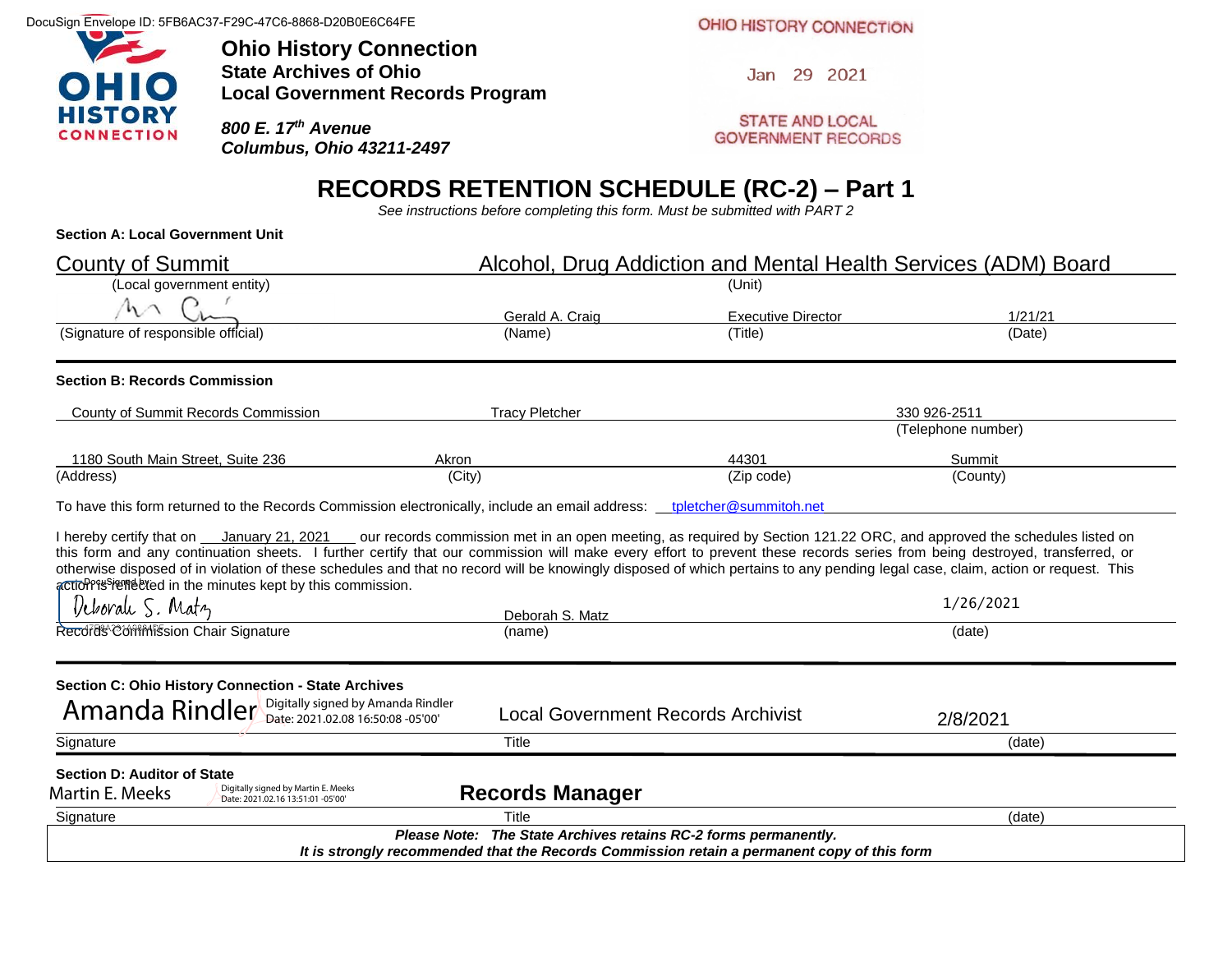DocuSign Envelope ID: 5FB6AC37-F29C-47C6-8868-D20B0E6C64FE

**Ohio History Connection**
**State Archives of Ohio**
**Local Government Records Program**

***800 E. 17th Avenue***
***Columbus, Ohio 43211-2497***

OHIO HISTORY CONNECTION
Jan 29 2021
STATE AND LOCAL GOVERNMENT RECORDS

# RECORDS RETENTION SCHEDULE (RC-2) – Part 1

*See instructions before completing this form. Must be submitted with PART 2*

**Section A: Local Government Unit**

| County of Summit | Alcohol, Drug Addiction and Mental Health Services (ADM) Board | | |
|---|---|---|---|
| (Local government entity) | (Unit) | | |
| [signature] | Gerald A. Craig | Executive Director | 1/21/21 |
| (Signature of responsible official) | (Name) | (Title) | (Date) |

**Section B: Records Commission**

| County of Summit Records Commission | Tracy Pletcher | | 330 926-2511 |
|---|---|---|---|
| | | | (Telephone number) |
| 1180 South Main Street, Suite 236 | Akron | 44301 | Summit |
| (Address) | (City) | (Zip code) | (County) |

To have this form returned to the Records Commission electronically, include an email address: tpletcher@summitoh.net

I hereby certify that on January 21, 2021 our records commission met in an open meeting, as required by Section 121.22 ORC, and approved the schedules listed on this form and any continuation sheets. I further certify that our commission will make every effort to prevent these records series from being destroyed, transferred, or otherwise disposed of in violation of these schedules and that no record will be knowingly disposed of which pertains to any pending legal case, claim, action or request. This action is reflected in the minutes kept by this commission.

| Deborah S. Matz [signature] | Deborah S. Matz | 1/26/2021 |
|---|---|---|
| Records Commission Chair Signature | (name) | (date) |

**Section C: Ohio History Connection - State Archives**

| Amanda Rindler (Digitally signed by Amanda Rindler Date: 2021.02.08 16:50:08 -05'00') | Local Government Records Archivist | 2/8/2021 |
|---|---|---|
| Signature | Title | (date) |

**Section D: Auditor of State**

| Martin E. Meeks (Digitally signed by Martin E. Meeks Date: 2021.02.16 13:51:01 -05'00') | **Records Manager** | |
|---|---|---|
| Signature | Title | (date) |

***Please Note: The State Archives retains RC-2 forms permanently.***
***It is strongly recommended that the Records Commission retain a permanent copy of this form***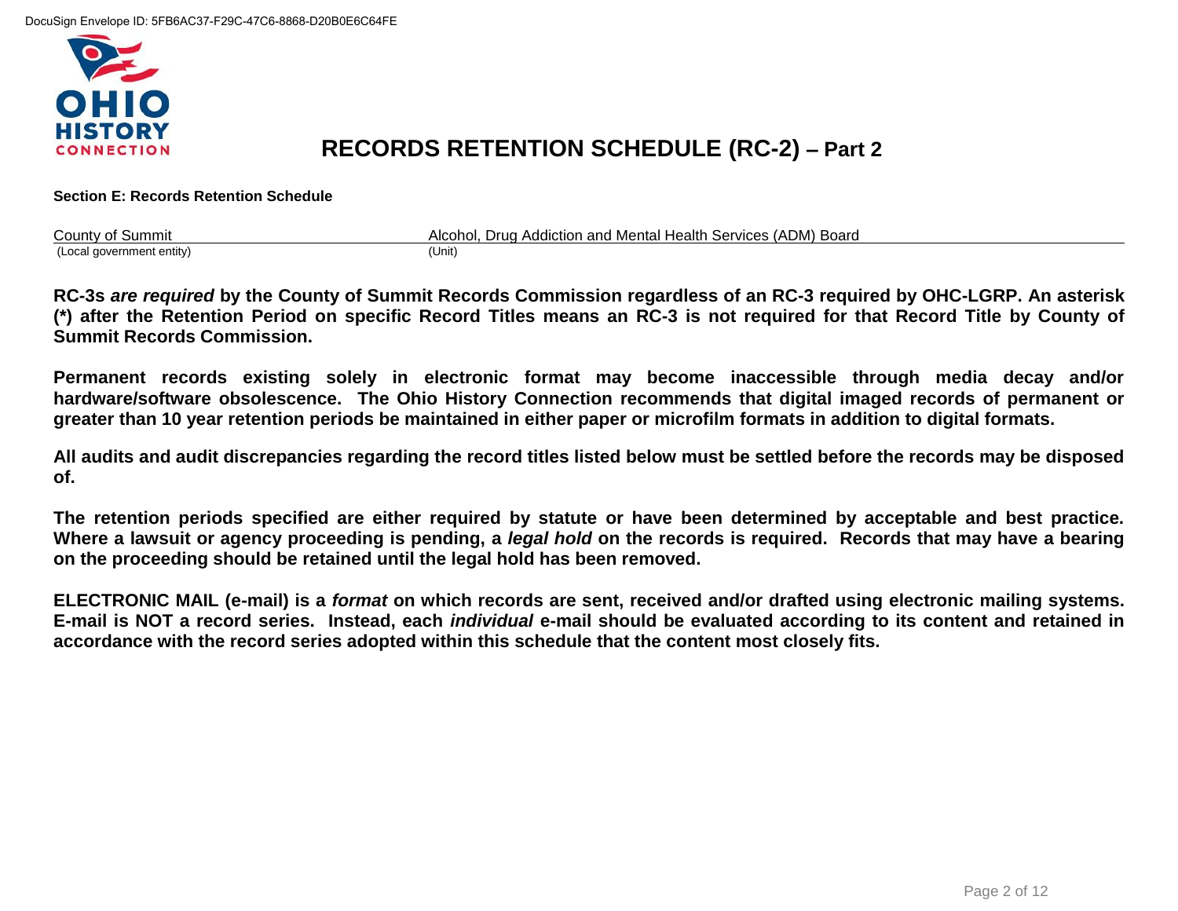# RECORDS RETENTION SCHEDULE (RC-2) – Part 2

**Section E: Records Retention Schedule**

| County of Summit | Alcohol, Drug Addiction and Mental Health Services (ADM) Board |
|---|---|
| (Local government entity) | (Unit) |

**RC-3s *are required* by the County of Summit Records Commission regardless of an RC-3 required by OHC-LGRP. An asterisk (*) after the Retention Period on specific Record Titles means an RC-3 is not required for that Record Title by County of Summit Records Commission.**

**Permanent records existing solely in electronic format may become inaccessible through media decay and/or hardware/software obsolescence. The Ohio History Connection recommends that digital imaged records of permanent or greater than 10 year retention periods be maintained in either paper or microfilm formats in addition to digital formats.**

**All audits and audit discrepancies regarding the record titles listed below must be settled before the records may be disposed of.**

**The retention periods specified are either required by statute or have been determined by acceptable and best practice. Where a lawsuit or agency proceeding is pending, a *legal hold* on the records is required. Records that may have a bearing on the proceeding should be retained until the legal hold has been removed.**

**ELECTRONIC MAIL (e-mail) is a *format* on which records are sent, received and/or drafted using electronic mailing systems. E-mail is NOT a record series. Instead, each *individual* e-mail should be evaluated according to its content and retained in accordance with the record series adopted within this schedule that the content most closely fits.**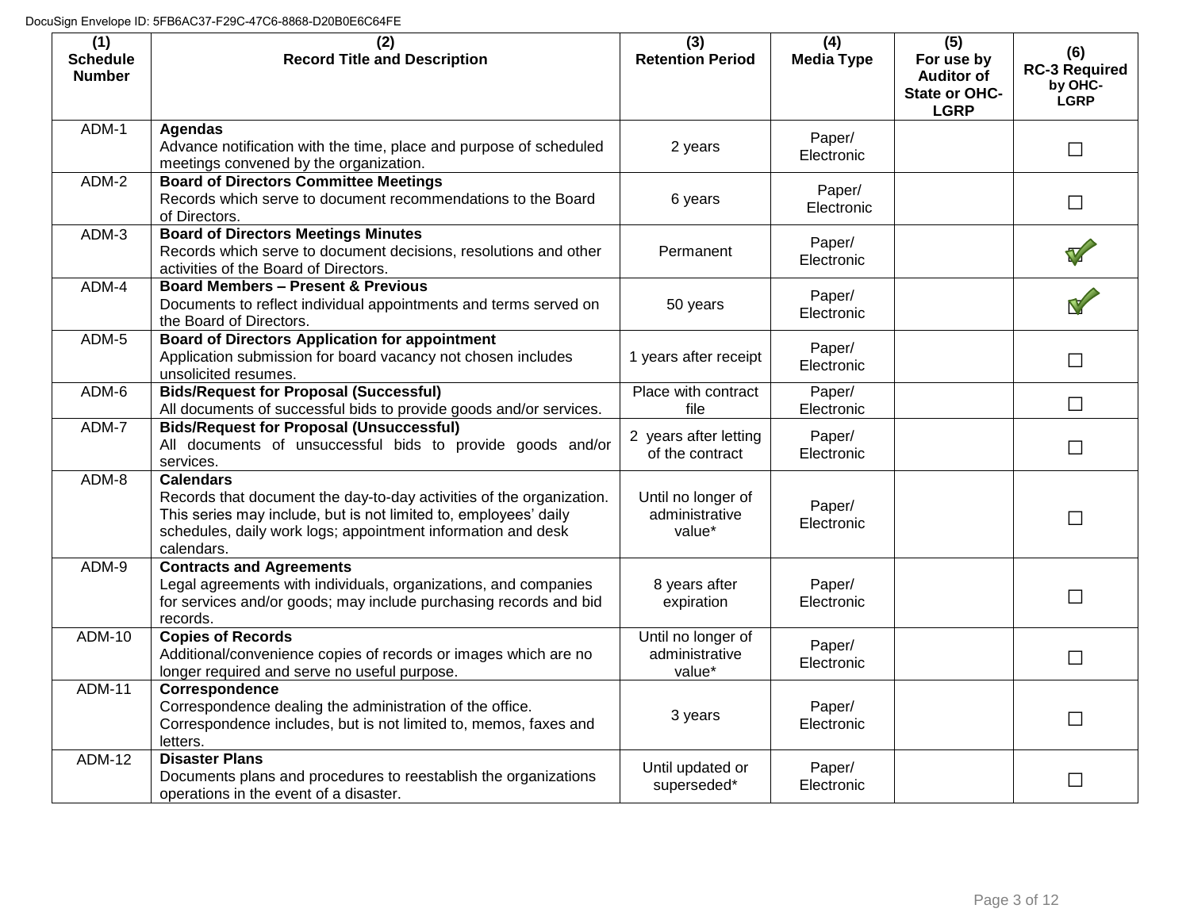| (1) Schedule Number | (2) Record Title and Description | (3) Retention Period | (4) Media Type | (5) For use by Auditor of State or OHC-LGRP | (6) RC-3 Required by OHC-LGRP |
|---|---|---|---|---|---|
| ADM-1 | **Agendas** Advance notification with the time, place and purpose of scheduled meetings convened by the organization. | 2 years | Paper/ Electronic | | ☐ |
| ADM-2 | **Board of Directors Committee Meetings** Records which serve to document recommendations to the Board of Directors. | 6 years | Paper/ Electronic | | ☐ |
| ADM-3 | **Board of Directors Meetings Minutes** Records which serve to document decisions, resolutions and other activities of the Board of Directors. | Permanent | Paper/ Electronic | | ☑ |
| ADM-4 | **Board Members – Present & Previous** Documents to reflect individual appointments and terms served on the Board of Directors. | 50 years | Paper/ Electronic | | ☑ |
| ADM-5 | **Board of Directors Application for appointment** Application submission for board vacancy not chosen includes unsolicited resumes. | 1 years after receipt | Paper/ Electronic | | ☐ |
| ADM-6 | **Bids/Request for Proposal (Successful)** All documents of successful bids to provide goods and/or services. | Place with contract file | Paper/ Electronic | | ☐ |
| ADM-7 | **Bids/Request for Proposal (Unsuccessful)** All documents of unsuccessful bids to provide goods and/or services. | 2 years after letting of the contract | Paper/ Electronic | | ☐ |
| ADM-8 | **Calendars** Records that document the day-to-day activities of the organization. This series may include, but is not limited to, employees' daily schedules, daily work logs; appointment information and desk calendars. | Until no longer of administrative value* | Paper/ Electronic | | ☐ |
| ADM-9 | **Contracts and Agreements** Legal agreements with individuals, organizations, and companies for services and/or goods; may include purchasing records and bid records. | 8 years after expiration | Paper/ Electronic | | ☐ |
| ADM-10 | **Copies of Records** Additional/convenience copies of records or images which are no longer required and serve no useful purpose. | Until no longer of administrative value* | Paper/ Electronic | | ☐ |
| ADM-11 | **Correspondence** Correspondence dealing the administration of the office. Correspondence includes, but is not limited to, memos, faxes and letters. | 3 years | Paper/ Electronic | | ☐ |
| ADM-12 | **Disaster Plans** Documents plans and procedures to reestablish the organizations operations in the event of a disaster. | Until updated or superseded* | Paper/ Electronic | | ☐ |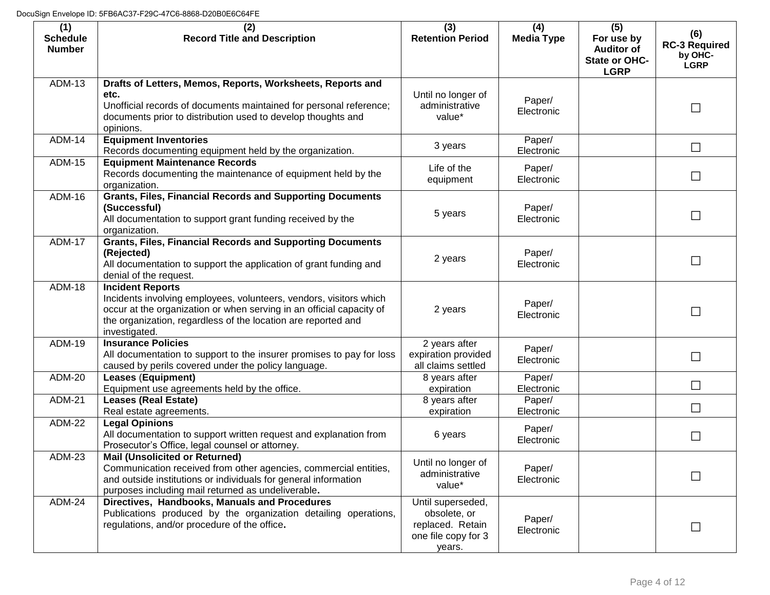| (1) Schedule Number | (2) Record Title and Description | (3) Retention Period | (4) Media Type | (5) For use by Auditor of State or OHC-LGRP | (6) RC-3 Required by OHC-LGRP |
|---|---|---|---|---|---|
| ADM-13 | **Drafts of Letters, Memos, Reports, Worksheets, Reports and etc.** Unofficial records of documents maintained for personal reference; documents prior to distribution used to develop thoughts and opinions. | Until no longer of administrative value* | Paper/ Electronic | | ☐ |
| ADM-14 | **Equipment Inventories** Records documenting equipment held by the organization. | 3 years | Paper/ Electronic | | ☐ |
| ADM-15 | **Equipment Maintenance Records** Records documenting the maintenance of equipment held by the organization. | Life of the equipment | Paper/ Electronic | | ☐ |
| ADM-16 | **Grants, Files, Financial Records and Supporting Documents (Successful)** All documentation to support grant funding received by the organization. | 5 years | Paper/ Electronic | | ☐ |
| ADM-17 | **Grants, Files, Financial Records and Supporting Documents (Rejected)** All documentation to support the application of grant funding and denial of the request. | 2 years | Paper/ Electronic | | ☐ |
| ADM-18 | **Incident Reports** Incidents involving employees, volunteers, vendors, visitors which occur at the organization or when serving in an official capacity of the organization, regardless of the location are reported and investigated. | 2 years | Paper/ Electronic | | ☐ |
| ADM-19 | **Insurance Policies** All documentation to support to the insurer promises to pay for loss caused by perils covered under the policy language. | 2 years after expiration provided all claims settled | Paper/ Electronic | | ☐ |
| ADM-20 | **Leases (Equipment)** Equipment use agreements held by the office. | 8 years after expiration | Paper/ Electronic | | ☐ |
| ADM-21 | **Leases (Real Estate)** Real estate agreements. | 8 years after expiration | Paper/ Electronic | | ☐ |
| ADM-22 | **Legal Opinions** All documentation to support written request and explanation from Prosecutor's Office, legal counsel or attorney. | 6 years | Paper/ Electronic | | ☐ |
| ADM-23 | **Mail (Unsolicited or Returned)** Communication received from other agencies, commercial entities, and outside institutions or individuals for general information purposes including mail returned as undeliverable. | Until no longer of administrative value* | Paper/ Electronic | | ☐ |
| ADM-24 | **Directives, Handbooks, Manuals and Procedures** Publications produced by the organization detailing operations, regulations, and/or procedure of the office. | Until superseded, obsolete, or replaced. Retain one file copy for 3 years. | Paper/ Electronic | | ☐ |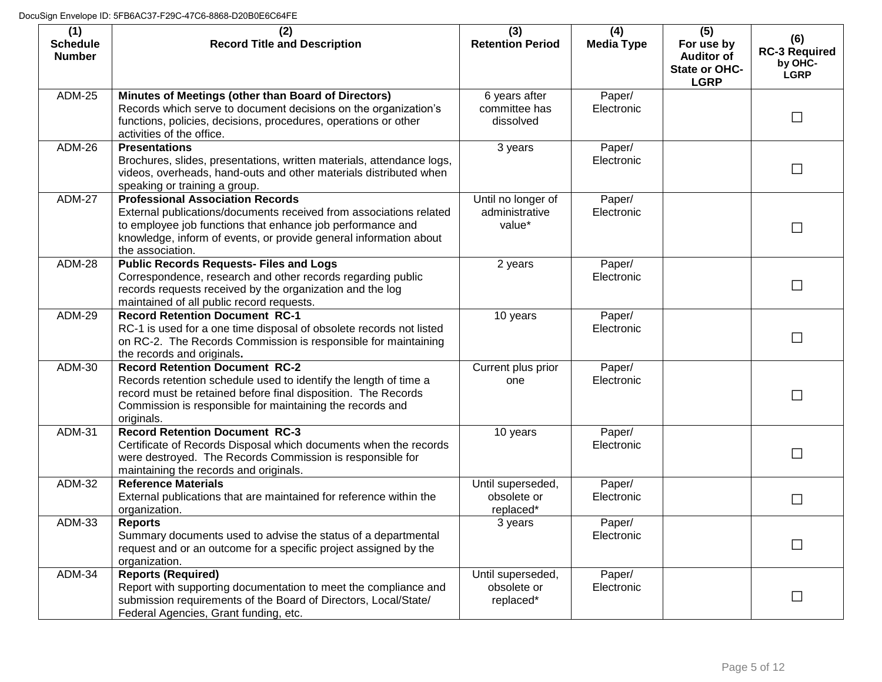| (1) Schedule Number | (2) Record Title and Description | (3) Retention Period | (4) Media Type | (5) For use by Auditor of State or OHC-LGRP | (6) RC-3 Required by OHC-LGRP |
|---|---|---|---|---|---|
| ADM-25 | **Minutes of Meetings (other than Board of Directors)** Records which serve to document decisions on the organization's functions, policies, decisions, procedures, operations or other activities of the office. | 6 years after committee has dissolved | Paper/ Electronic | | ☐ |
| ADM-26 | **Presentations** Brochures, slides, presentations, written materials, attendance logs, videos, overheads, hand-outs and other materials distributed when speaking or training a group. | 3 years | Paper/ Electronic | | ☐ |
| ADM-27 | **Professional Association Records** External publications/documents received from associations related to employee job functions that enhance job performance and knowledge, inform of events, or provide general information about the association. | Until no longer of administrative value* | Paper/ Electronic | | ☐ |
| ADM-28 | **Public Records Requests- Files and Logs** Correspondence, research and other records regarding public records requests received by the organization and the log maintained of all public record requests. | 2 years | Paper/ Electronic | | ☐ |
| ADM-29 | **Record Retention Document RC-1** RC-1 is used for a one time disposal of obsolete records not listed on RC-2. The Records Commission is responsible for maintaining the records and originals. | 10 years | Paper/ Electronic | | ☐ |
| ADM-30 | **Record Retention Document RC-2** Records retention schedule used to identify the length of time a record must be retained before final disposition. The Records Commission is responsible for maintaining the records and originals. | Current plus prior one | Paper/ Electronic | | ☐ |
| ADM-31 | **Record Retention Document RC-3** Certificate of Records Disposal which documents when the records were destroyed. The Records Commission is responsible for maintaining the records and originals. | 10 years | Paper/ Electronic | | ☐ |
| ADM-32 | **Reference Materials** External publications that are maintained for reference within the organization. | Until superseded, obsolete or replaced* | Paper/ Electronic | | ☐ |
| ADM-33 | **Reports** Summary documents used to advise the status of a departmental request and or an outcome for a specific project assigned by the organization. | 3 years | Paper/ Electronic | | ☐ |
| ADM-34 | **Reports (Required)** Report with supporting documentation to meet the compliance and submission requirements of the Board of Directors, Local/State/ Federal Agencies, Grant funding, etc. | Until superseded, obsolete or replaced* | Paper/ Electronic | | ☐ |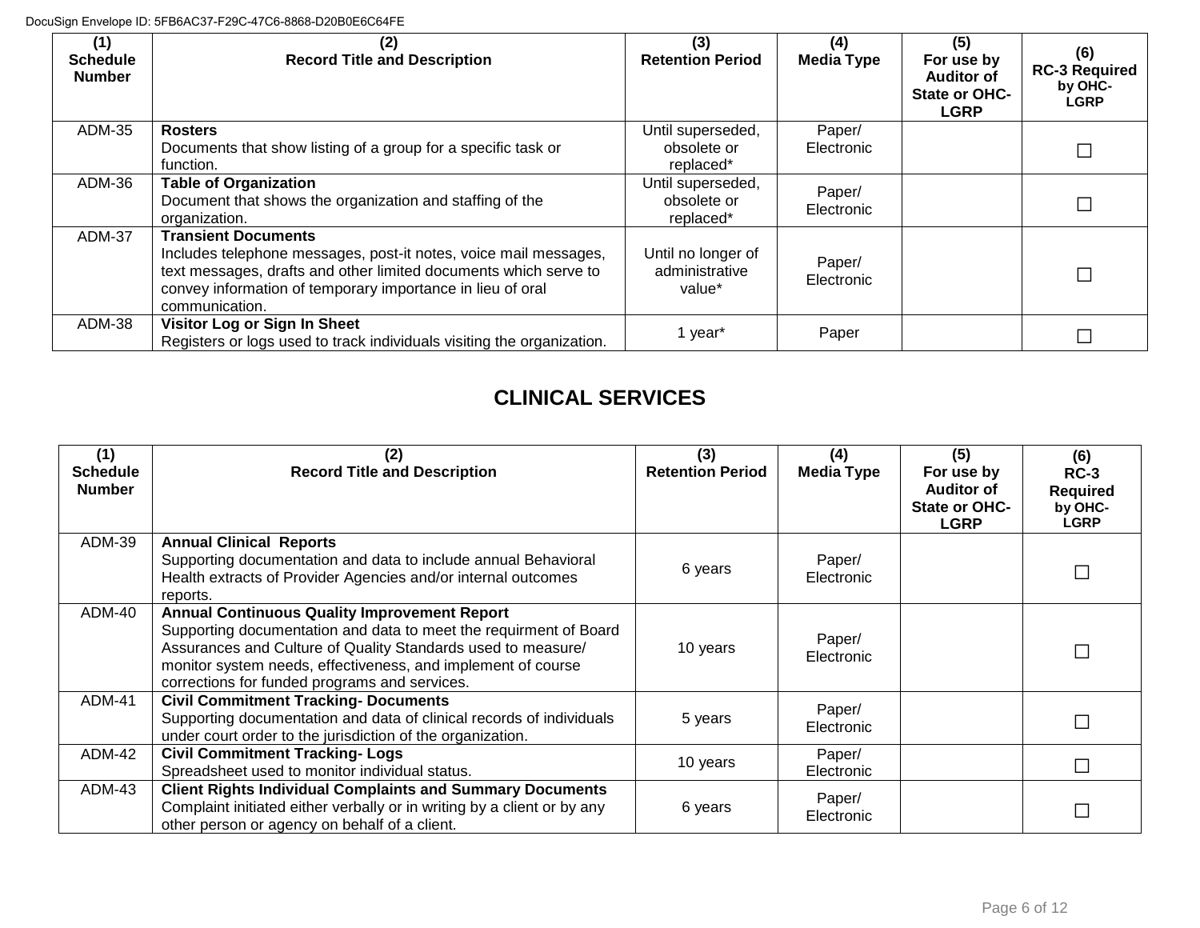| (1) Schedule Number | (2) Record Title and Description | (3) Retention Period | (4) Media Type | (5) For use by Auditor of State or OHC-LGRP | (6) RC-3 Required by OHC-LGRP |
|---|---|---|---|---|---|
| ADM-35 | **Rosters** Documents that show listing of a group for a specific task or function. | Until superseded, obsolete or replaced* | Paper/ Electronic | | ☐ |
| ADM-36 | **Table of Organization** Document that shows the organization and staffing of the organization. | Until superseded, obsolete or replaced* | Paper/ Electronic | | ☐ |
| ADM-37 | **Transient Documents** Includes telephone messages, post-it notes, voice mail messages, text messages, drafts and other limited documents which serve to convey information of temporary importance in lieu of oral communication. | Until no longer of administrative value* | Paper/ Electronic | | ☐ |
| ADM-38 | **Visitor Log or Sign In Sheet** Registers or logs used to track individuals visiting the organization. | 1 year* | Paper | | ☐ |

## CLINICAL SERVICES

| (1) Schedule Number | (2) Record Title and Description | (3) Retention Period | (4) Media Type | (5) For use by Auditor of State or OHC-LGRP | (6) RC-3 Required by OHC-LGRP |
|---|---|---|---|---|---|
| ADM-39 | **Annual Clinical Reports** Supporting documentation and data to include annual Behavioral Health extracts of Provider Agencies and/or internal outcomes reports. | 6 years | Paper/ Electronic | | ☐ |
| ADM-40 | **Annual Continuous Quality Improvement Report** Supporting documentation and data to meet the requirment of Board Assurances and Culture of Quality Standards used to measure/ monitor system needs, effectiveness, and implement of course corrections for funded programs and services. | 10 years | Paper/ Electronic | | ☐ |
| ADM-41 | **Civil Commitment Tracking- Documents** Supporting documentation and data of clinical records of individuals under court order to the jurisdiction of the organization. | 5 years | Paper/ Electronic | | ☐ |
| ADM-42 | **Civil Commitment Tracking- Logs** Spreadsheet used to monitor individual status. | 10 years | Paper/ Electronic | | ☐ |
| ADM-43 | **Client Rights Individual Complaints and Summary Documents** Complaint initiated either verbally or in writing by a client or by any other person or agency on behalf of a client. | 6 years | Paper/ Electronic | | ☐ |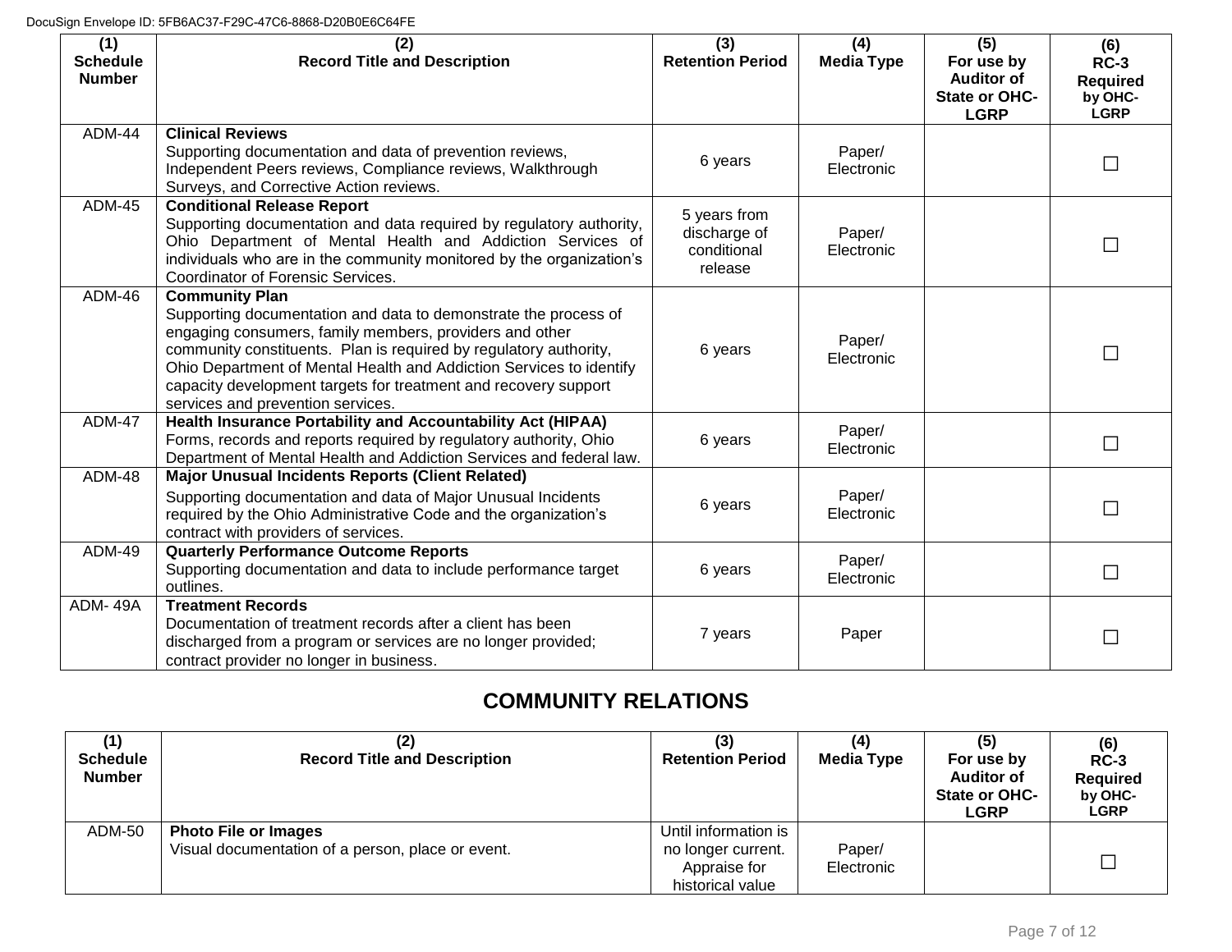| (1) Schedule Number | (2) Record Title and Description | (3) Retention Period | (4) Media Type | (5) For use by Auditor of State or OHC-LGRP | (6) RC-3 Required by OHC-LGRP |
|---|---|---|---|---|---|
| ADM-44 | **Clinical Reviews** Supporting documentation and data of prevention reviews, Independent Peers reviews, Compliance reviews, Walkthrough Surveys, and Corrective Action reviews. | 6 years | Paper/ Electronic | | ☐ |
| ADM-45 | **Conditional Release Report** Supporting documentation and data required by regulatory authority, Ohio Department of Mental Health and Addiction Services of individuals who are in the community monitored by the organization's Coordinator of Forensic Services. | 5 years from discharge of conditional release | Paper/ Electronic | | ☐ |
| ADM-46 | **Community Plan** Supporting documentation and data to demonstrate the process of engaging consumers, family members, providers and other community constituents. Plan is required by regulatory authority, Ohio Department of Mental Health and Addiction Services to identify capacity development targets for treatment and recovery support services and prevention services. | 6 years | Paper/ Electronic | | ☐ |
| ADM-47 | **Health Insurance Portability and Accountability Act (HIPAA)** Forms, records and reports required by regulatory authority, Ohio Department of Mental Health and Addiction Services and federal law. | 6 years | Paper/ Electronic | | ☐ |
| ADM-48 | **Major Unusual Incidents Reports (Client Related)** Supporting documentation and data of Major Unusual Incidents required by the Ohio Administrative Code and the organization's contract with providers of services. | 6 years | Paper/ Electronic | | ☐ |
| ADM-49 | **Quarterly Performance Outcome Reports** Supporting documentation and data to include performance target outlines. | 6 years | Paper/ Electronic | | ☐ |
| ADM- 49A | **Treatment Records** Documentation of treatment records after a client has been discharged from a program or services are no longer provided; contract provider no longer in business. | 7 years | Paper | | ☐ |

## COMMUNITY RELATIONS

| (1) Schedule Number | (2) Record Title and Description | (3) Retention Period | (4) Media Type | (5) For use by Auditor of State or OHC-LGRP | (6) RC-3 Required by OHC-LGRP |
|---|---|---|---|---|---|
| ADM-50 | **Photo File or Images** Visual documentation of a person, place or event. | Until information is no longer current. Appraise for historical value | Paper/ Electronic | | ☐ |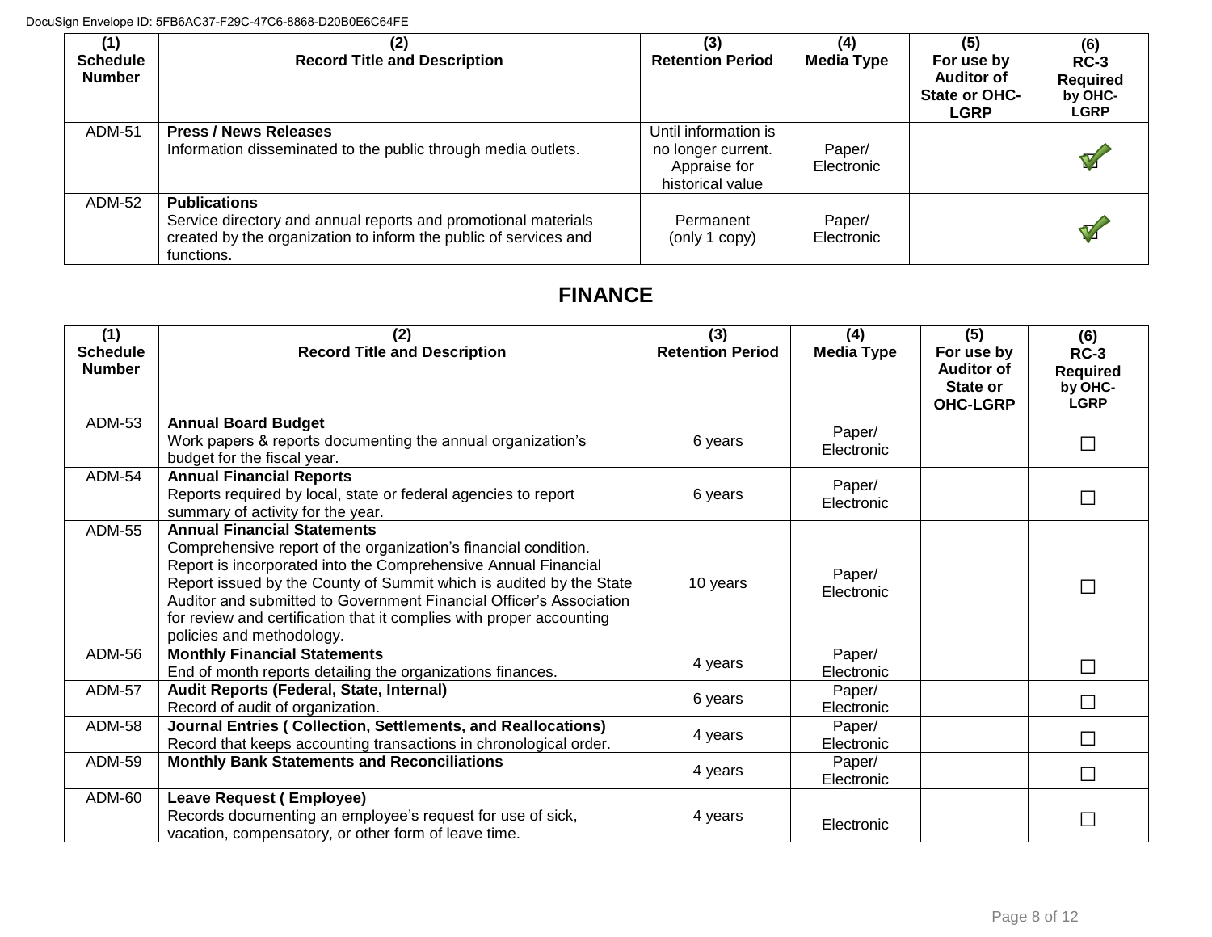| (1) Schedule Number | (2) Record Title and Description | (3) Retention Period | (4) Media Type | (5) For use by Auditor of State or OHC-LGRP | (6) RC-3 Required by OHC-LGRP |
|---|---|---|---|---|---|
| ADM-51 | **Press / News Releases** Information disseminated to the public through media outlets. | Until information is no longer current. Appraise for historical value | Paper/ Electronic | | ☑ |
| ADM-52 | **Publications** Service directory and annual reports and promotional materials created by the organization to inform the public of services and functions. | Permanent (only 1 copy) | Paper/ Electronic | | ☑ |

## FINANCE

| (1) Schedule Number | (2) Record Title and Description | (3) Retention Period | (4) Media Type | (5) For use by Auditor of State or OHC-LGRP | (6) RC-3 Required by OHC-LGRP |
|---|---|---|---|---|---|
| ADM-53 | **Annual Board Budget** Work papers & reports documenting the annual organization's budget for the fiscal year. | 6 years | Paper/ Electronic | | ☐ |
| ADM-54 | **Annual Financial Reports** Reports required by local, state or federal agencies to report summary of activity for the year. | 6 years | Paper/ Electronic | | ☐ |
| ADM-55 | **Annual Financial Statements** Comprehensive report of the organization's financial condition. Report is incorporated into the Comprehensive Annual Financial Report issued by the County of Summit which is audited by the State Auditor and submitted to Government Financial Officer's Association for review and certification that it complies with proper accounting policies and methodology. | 10 years | Paper/ Electronic | | ☐ |
| ADM-56 | **Monthly Financial Statements** End of month reports detailing the organizations finances. | 4 years | Paper/ Electronic | | ☐ |
| ADM-57 | **Audit Reports (Federal, State, Internal)** Record of audit of organization. | 6 years | Paper/ Electronic | | ☐ |
| ADM-58 | **Journal Entries ( Collection, Settlements, and Reallocations)** Record that keeps accounting transactions in chronological order. | 4 years | Paper/ Electronic | | ☐ |
| ADM-59 | **Monthly Bank Statements and Reconciliations** | 4 years | Paper/ Electronic | | ☐ |
| ADM-60 | **Leave Request ( Employee)** Records documenting an employee's request for use of sick, vacation, compensatory, or other form of leave time. | 4 years | Electronic | | ☐ |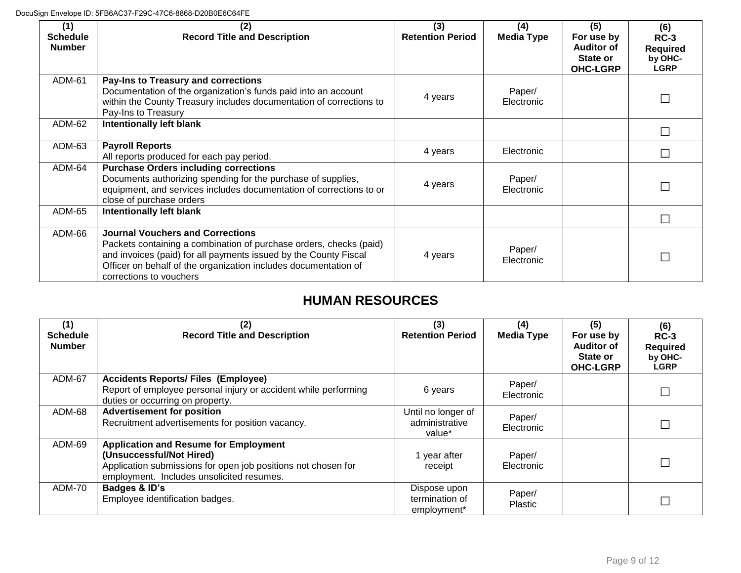| (1) Schedule Number | (2) Record Title and Description | (3) Retention Period | (4) Media Type | (5) For use by Auditor of State or OHC-LGRP | (6) RC-3 Required by OHC-LGRP |
|---|---|---|---|---|---|
| ADM-61 | **Pay-Ins to Treasury and corrections** Documentation of the organization's funds paid into an account within the County Treasury includes documentation of corrections to Pay-Ins to Treasury | 4 years | Paper/ Electronic | | ☐ |
| ADM-62 | **Intentionally left blank** | | | | ☐ |
| ADM-63 | **Payroll Reports** All reports produced for each pay period. | 4 years | Electronic | | ☐ |
| ADM-64 | **Purchase Orders including corrections** Documents authorizing spending for the purchase of supplies, equipment, and services includes documentation of corrections to or close of purchase orders | 4 years | Paper/ Electronic | | ☐ |
| ADM-65 | **Intentionally left blank** | | | | ☐ |
| ADM-66 | **Journal Vouchers and Corrections** Packets containing a combination of purchase orders, checks (paid) and invoices (paid) for all payments issued by the County Fiscal Officer on behalf of the organization includes documentation of corrections to vouchers | 4 years | Paper/ Electronic | | ☐ |

## HUMAN RESOURCES

| (1) Schedule Number | (2) Record Title and Description | (3) Retention Period | (4) Media Type | (5) For use by Auditor of State or OHC-LGRP | (6) RC-3 Required by OHC-LGRP |
|---|---|---|---|---|---|
| ADM-67 | **Accidents Reports/ Files (Employee)** Report of employee personal injury or accident while performing duties or occurring on property. | 6 years | Paper/ Electronic | | ☐ |
| ADM-68 | **Advertisement for position** Recruitment advertisements for position vacancy. | Until no longer of administrative value* | Paper/ Electronic | | ☐ |
| ADM-69 | **Application and Resume for Employment (Unsuccessful/Not Hired)** Application submissions for open job positions not chosen for employment. Includes unsolicited resumes. | 1 year after receipt | Paper/ Electronic | | ☐ |
| ADM-70 | **Badges & ID's** Employee identification badges. | Dispose upon termination of employment* | Paper/ Plastic | | ☐ |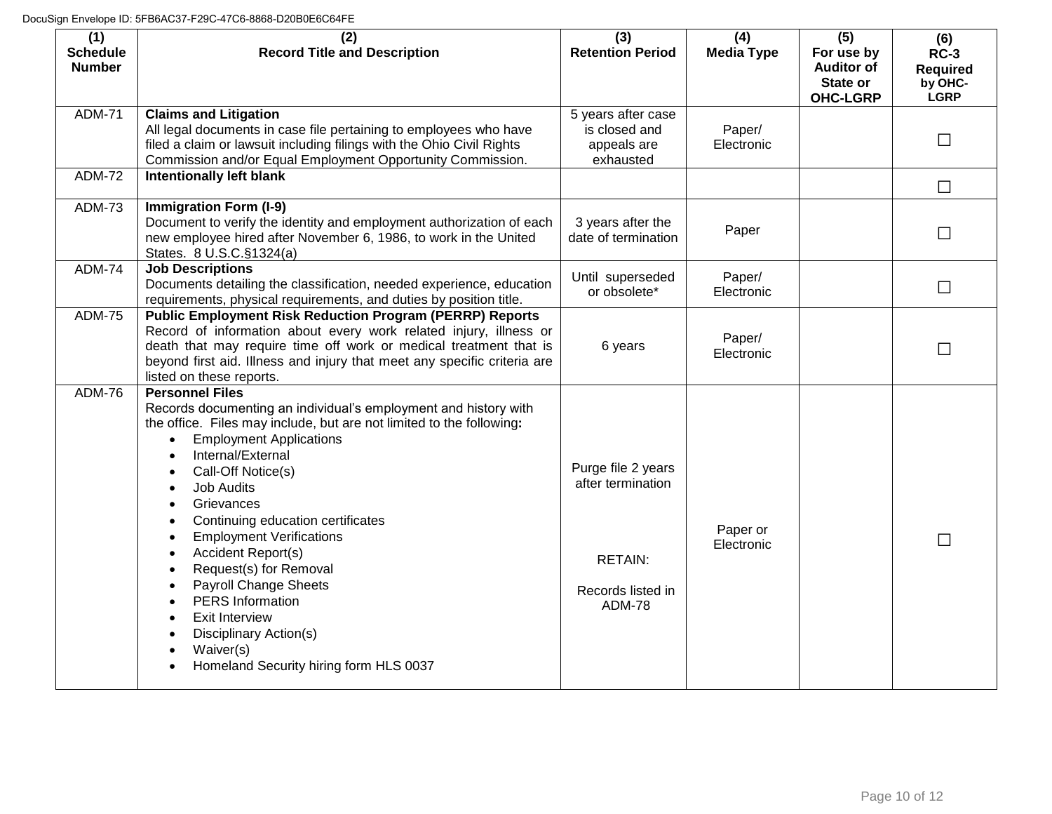DocuSign Envelope ID: 5FB6AC37-F29C-47C6-8868-D20B0E6C64FE

| (1) Schedule Number | (2) Record Title and Description | (3) Retention Period | (4) Media Type | (5) For use by Auditor of State or OHC-LGRP | (6) RC-3 Required by OHC-LGRP |
|---|---|---|---|---|---|
| ADM-71 | **Claims and Litigation**<br>All legal documents in case file pertaining to employees who have filed a claim or lawsuit including filings with the Ohio Civil Rights Commission and/or Equal Employment Opportunity Commission. | 5 years after case is closed and appeals are exhausted | Paper/ Electronic | | ☐ |
| ADM-72 | **Intentionally left blank** | | | | ☐ |
| ADM-73 | **Immigration Form (I-9)**<br>Document to verify the identity and employment authorization of each new employee hired after November 6, 1986, to work in the United States. 8 U.S.C.§1324(a) | 3 years after the date of termination | Paper | | ☐ |
| ADM-74 | **Job Descriptions**<br>Documents detailing the classification, needed experience, education requirements, physical requirements, and duties by position title. | Until superseded or obsolete* | Paper/ Electronic | | ☐ |
| ADM-75 | **Public Employment Risk Reduction Program (PERRP) Reports**<br>Record of information about every work related injury, illness or death that may require time off work or medical treatment that is beyond first aid. Illness and injury that meet any specific criteria are listed on these reports. | 6 years | Paper/ Electronic | | ☐ |
| ADM-76 | **Personnel Files**<br>Records documenting an individual's employment and history with the office. Files may include, but are not limited to the following**:**<br>• Employment Applications<br>• Internal/External<br>• Call-Off Notice(s)<br>• Job Audits<br>• Grievances<br>• Continuing education certificates<br>• Employment Verifications<br>• Accident Report(s)<br>• Request(s) for Removal<br>• Payroll Change Sheets<br>• PERS Information<br>• Exit Interview<br>• Disciplinary Action(s)<br>• Waiver(s)<br>• Homeland Security hiring form HLS 0037 | Purge file 2 years after termination<br><br>RETAIN:<br><br>Records listed in ADM-78 | Paper or Electronic | | ☐ |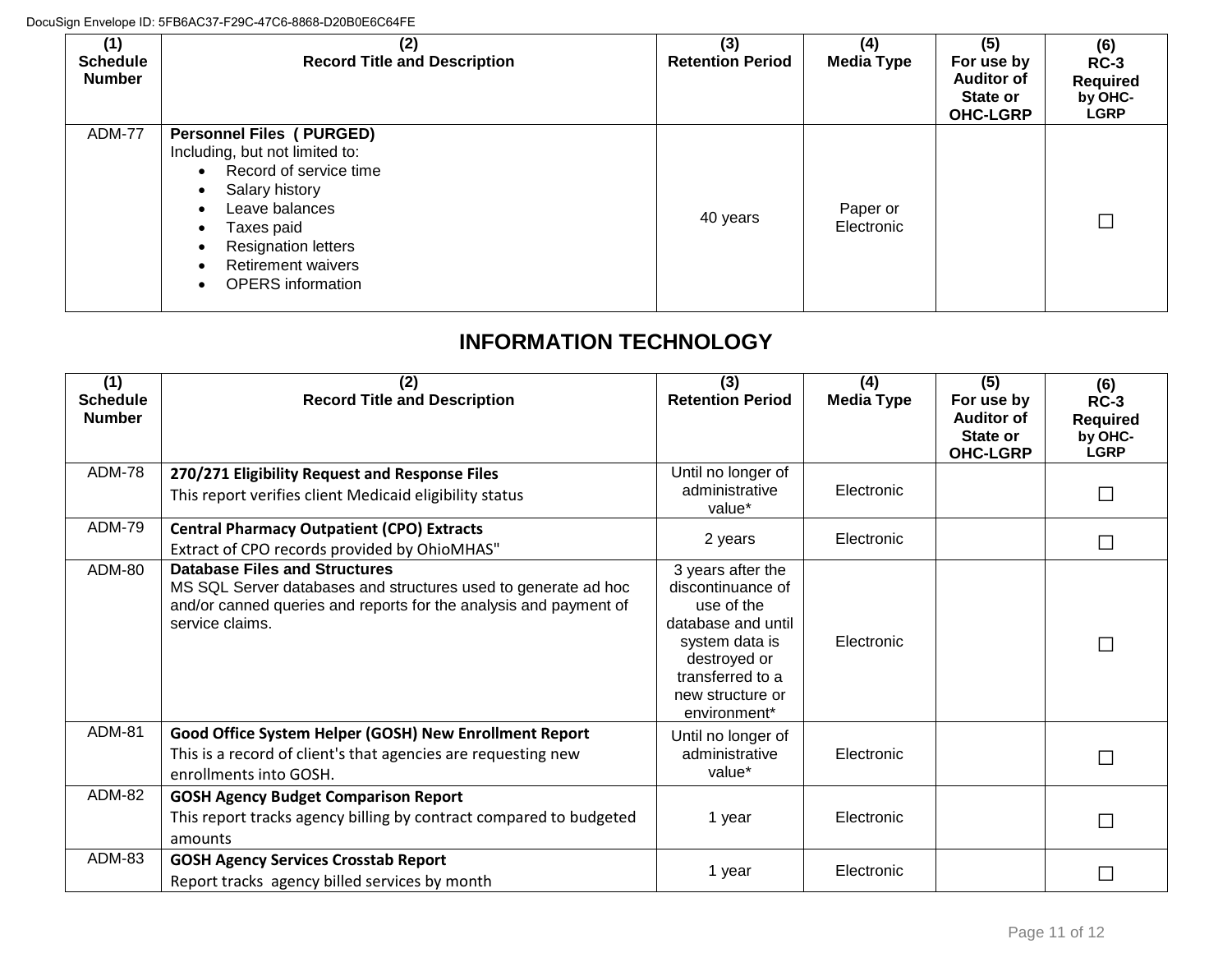| (1) Schedule Number | (2) Record Title and Description | (3) Retention Period | (4) Media Type | (5) For use by Auditor of State or OHC-LGRP | (6) RC-3 Required by OHC-LGRP |
|---|---|---|---|---|---|
| ADM-77 | **Personnel Files ( PURGED)** Including, but not limited to: • Record of service time • Salary history • Leave balances • Taxes paid • Resignation letters • Retirement waivers • OPERS information | 40 years | Paper or Electronic | | ☐ |

## INFORMATION TECHNOLOGY

| (1) Schedule Number | (2) Record Title and Description | (3) Retention Period | (4) Media Type | (5) For use by Auditor of State or OHC-LGRP | (6) RC-3 Required by OHC-LGRP |
|---|---|---|---|---|---|
| ADM-78 | **270/271 Eligibility Request and Response Files** This report verifies client Medicaid eligibility status | Until no longer of administrative value* | Electronic | | ☐ |
| ADM-79 | **Central Pharmacy Outpatient (CPO) Extracts** Extract of CPO records provided by OhioMHAS" | 2 years | Electronic | | ☐ |
| ADM-80 | **Database Files and Structures** MS SQL Server databases and structures used to generate ad hoc and/or canned queries and reports for the analysis and payment of service claims. | 3 years after the discontinuance of use of the database and until system data is destroyed or transferred to a new structure or environment* | Electronic | | ☐ |
| ADM-81 | **Good Office System Helper (GOSH) New Enrollment Report** This is a record of client's that agencies are requesting new enrollments into GOSH. | Until no longer of administrative value* | Electronic | | ☐ |
| ADM-82 | **GOSH Agency Budget Comparison Report** This report tracks agency billing by contract compared to budgeted amounts | 1 year | Electronic | | ☐ |
| ADM-83 | **GOSH Agency Services Crosstab Report** Report tracks agency billed services by month | 1 year | Electronic | | ☐ |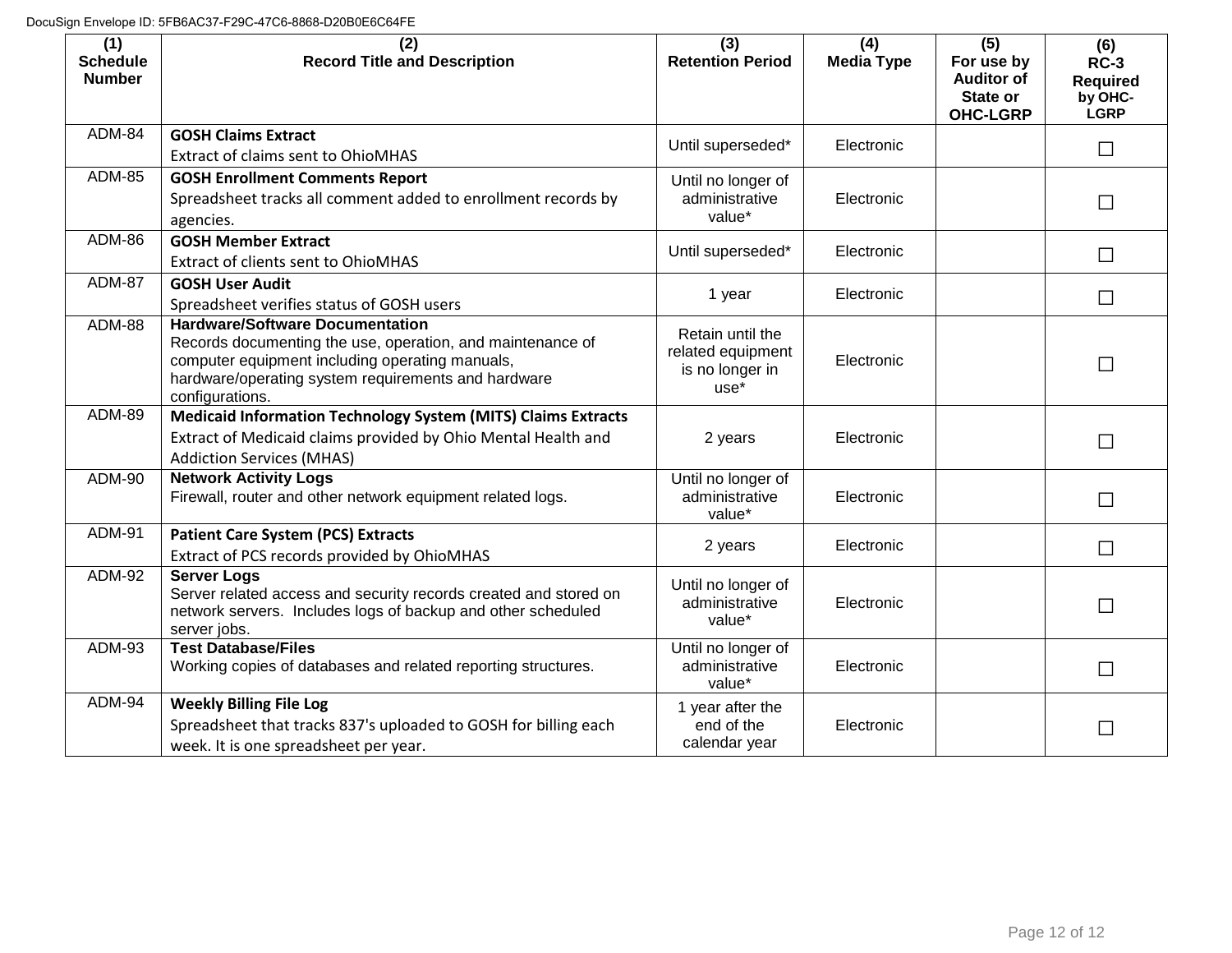| (1) Schedule Number | (2) Record Title and Description | (3) Retention Period | (4) Media Type | (5) For use by Auditor of State or OHC-LGRP | (6) RC-3 Required by OHC-LGRP |
|---|---|---|---|---|---|
| ADM-84 | **GOSH Claims Extract** Extract of claims sent to OhioMHAS | Until superseded* | Electronic | | ☐ |
| ADM-85 | **GOSH Enrollment Comments Report** Spreadsheet tracks all comment added to enrollment records by agencies. | Until no longer of administrative value* | Electronic | | ☐ |
| ADM-86 | **GOSH Member Extract** Extract of clients sent to OhioMHAS | Until superseded* | Electronic | | ☐ |
| ADM-87 | **GOSH User Audit** Spreadsheet verifies status of GOSH users | 1 year | Electronic | | ☐ |
| ADM-88 | **Hardware/Software Documentation** Records documenting the use, operation, and maintenance of computer equipment including operating manuals, hardware/operating system requirements and hardware configurations. | Retain until the related equipment is no longer in use* | Electronic | | ☐ |
| ADM-89 | **Medicaid Information Technology System (MITS) Claims Extracts** Extract of Medicaid claims provided by Ohio Mental Health and Addiction Services (MHAS) | 2 years | Electronic | | ☐ |
| ADM-90 | **Network Activity Logs** Firewall, router and other network equipment related logs. | Until no longer of administrative value* | Electronic | | ☐ |
| ADM-91 | **Patient Care System (PCS) Extracts** Extract of PCS records provided by OhioMHAS | 2 years | Electronic | | ☐ |
| ADM-92 | **Server Logs** Server related access and security records created and stored on network servers. Includes logs of backup and other scheduled server jobs. | Until no longer of administrative value* | Electronic | | ☐ |
| ADM-93 | **Test Database/Files** Working copies of databases and related reporting structures. | Until no longer of administrative value* | Electronic | | ☐ |
| ADM-94 | **Weekly Billing File Log** Spreadsheet that tracks 837's uploaded to GOSH for billing each week. It is one spreadsheet per year. | 1 year after the end of the calendar year | Electronic | | ☐ |